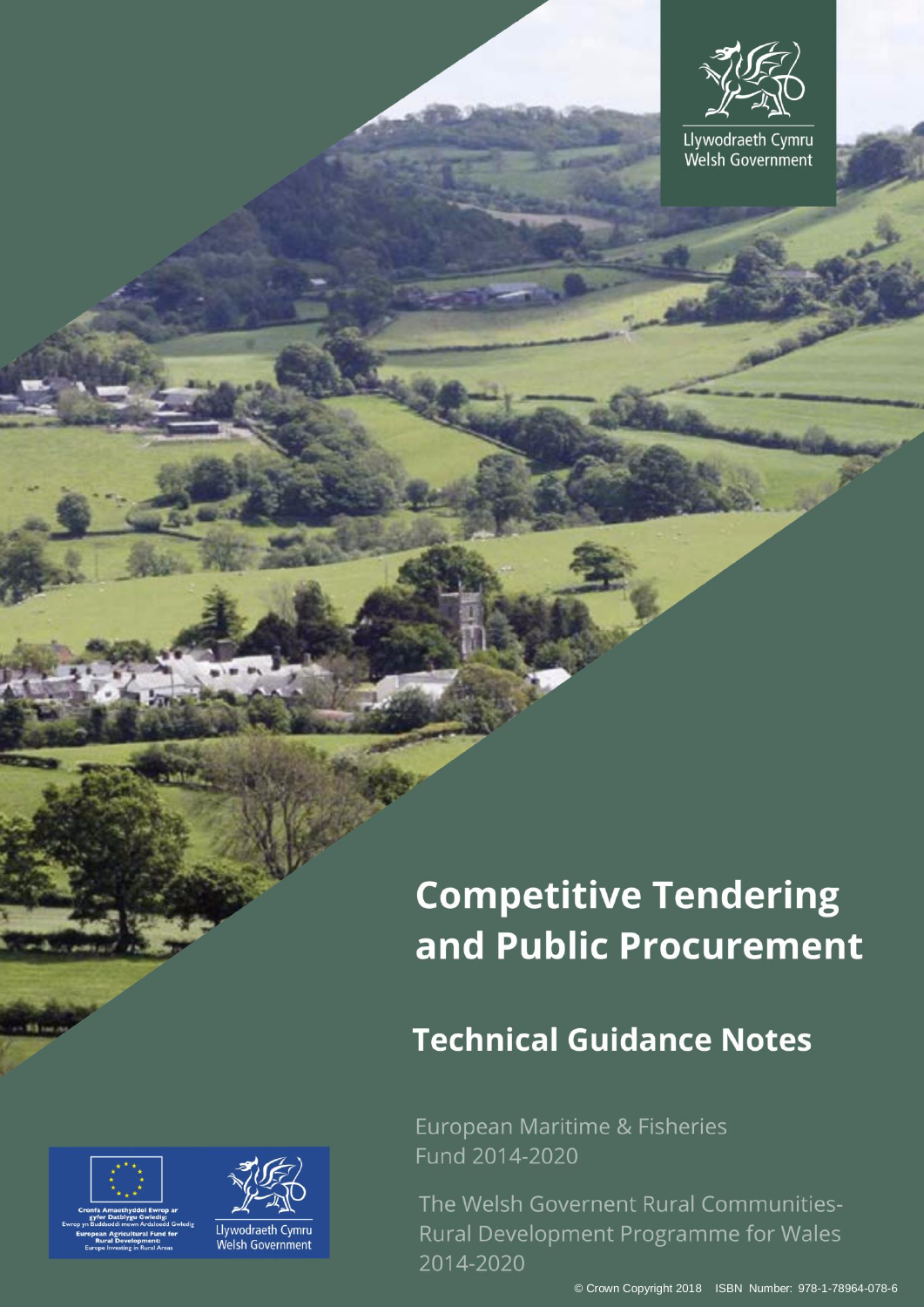Llywodraeth Cymru
Welsh Government

# Competitive Tendering and Public Procurement

## Technical Guidance Notes

European Maritime & Fisheries Fund 2014-2020

The Welsh Governent Rural Communities-Rural Development Programme for Wales 2014-2020

Cronfa Amaethyddol Ewrop ar gyfer Datblygu Gwledig: Ewrop yn Buddsoddi mewn Ardaloedd Gwledig
European Agricultural Fund for Rural Development: Europe Investing in Rural Areas

Llywodraeth Cymru
Welsh Government

© Crown Copyright 2018 ISBN Number: 978-1-78964-078-6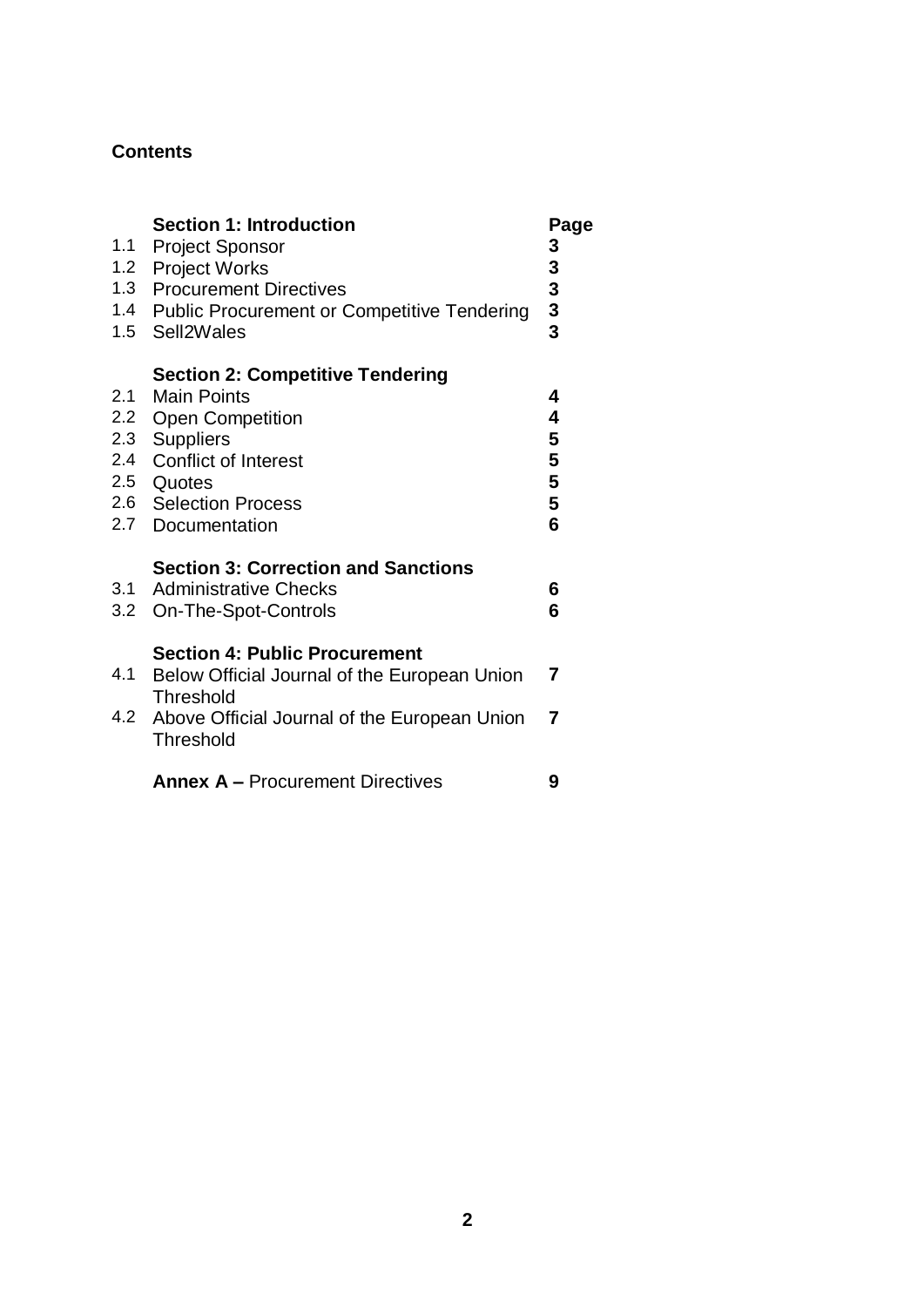**Contents**

| | **Section 1: Introduction** | **Page** |
|---|---|---|
| 1.1 | Project Sponsor | **3** |
| 1.2 | Project Works | **3** |
| 1.3 | Procurement Directives | **3** |
| 1.4 | Public Procurement or Competitive Tendering | **3** |
| 1.5 | Sell2Wales | **3** |
| | **Section 2: Competitive Tendering** | |
| 2.1 | Main Points | **4** |
| 2.2 | Open Competition | **4** |
| 2.3 | Suppliers | **5** |
| 2.4 | Conflict of Interest | **5** |
| 2.5 | Quotes | **5** |
| 2.6 | Selection Process | **5** |
| 2.7 | Documentation | **6** |
| | **Section 3: Correction and Sanctions** | |
| 3.1 | Administrative Checks | **6** |
| 3.2 | On-The-Spot-Controls | **6** |
| | **Section 4: Public Procurement** | |
| 4.1 | Below Official Journal of the European Union Threshold | **7** |
| 4.2 | Above Official Journal of the European Union Threshold | **7** |
| | **Annex A –** Procurement Directives | **9** |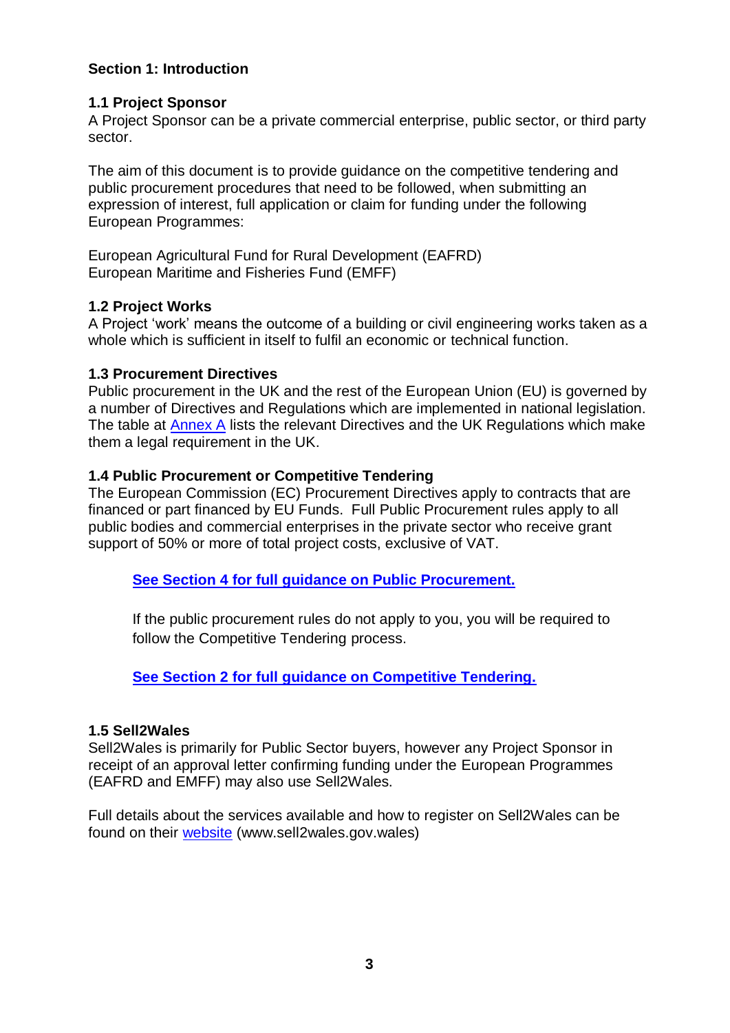## Section 1: Introduction

### 1.1 Project Sponsor

A Project Sponsor can be a private commercial enterprise, public sector, or third party sector.

The aim of this document is to provide guidance on the competitive tendering and public procurement procedures that need to be followed, when submitting an expression of interest, full application or claim for funding under the following European Programmes:

European Agricultural Fund for Rural Development (EAFRD)
European Maritime and Fisheries Fund (EMFF)

### 1.2 Project Works

A Project 'work' means the outcome of a building or civil engineering works taken as a whole which is sufficient in itself to fulfil an economic or technical function.

### 1.3 Procurement Directives

Public procurement in the UK and the rest of the European Union (EU) is governed by a number of Directives and Regulations which are implemented in national legislation. The table at Annex A lists the relevant Directives and the UK Regulations which make them a legal requirement in the UK.

### 1.4 Public Procurement or Competitive Tendering

The European Commission (EC) Procurement Directives apply to contracts that are financed or part financed by EU Funds. Full Public Procurement rules apply to all public bodies and commercial enterprises in the private sector who receive grant support of 50% or more of total project costs, exclusive of VAT.

> **See Section 4 for full guidance on Public Procurement.**
>
> If the public procurement rules do not apply to you, you will be required to follow the Competitive Tendering process.
>
> **See Section 2 for full guidance on Competitive Tendering.**

### 1.5 Sell2Wales

Sell2Wales is primarily for Public Sector buyers, however any Project Sponsor in receipt of an approval letter confirming funding under the European Programmes (EAFRD and EMFF) may also use Sell2Wales.

Full details about the services available and how to register on Sell2Wales can be found on their website (www.sell2wales.gov.wales)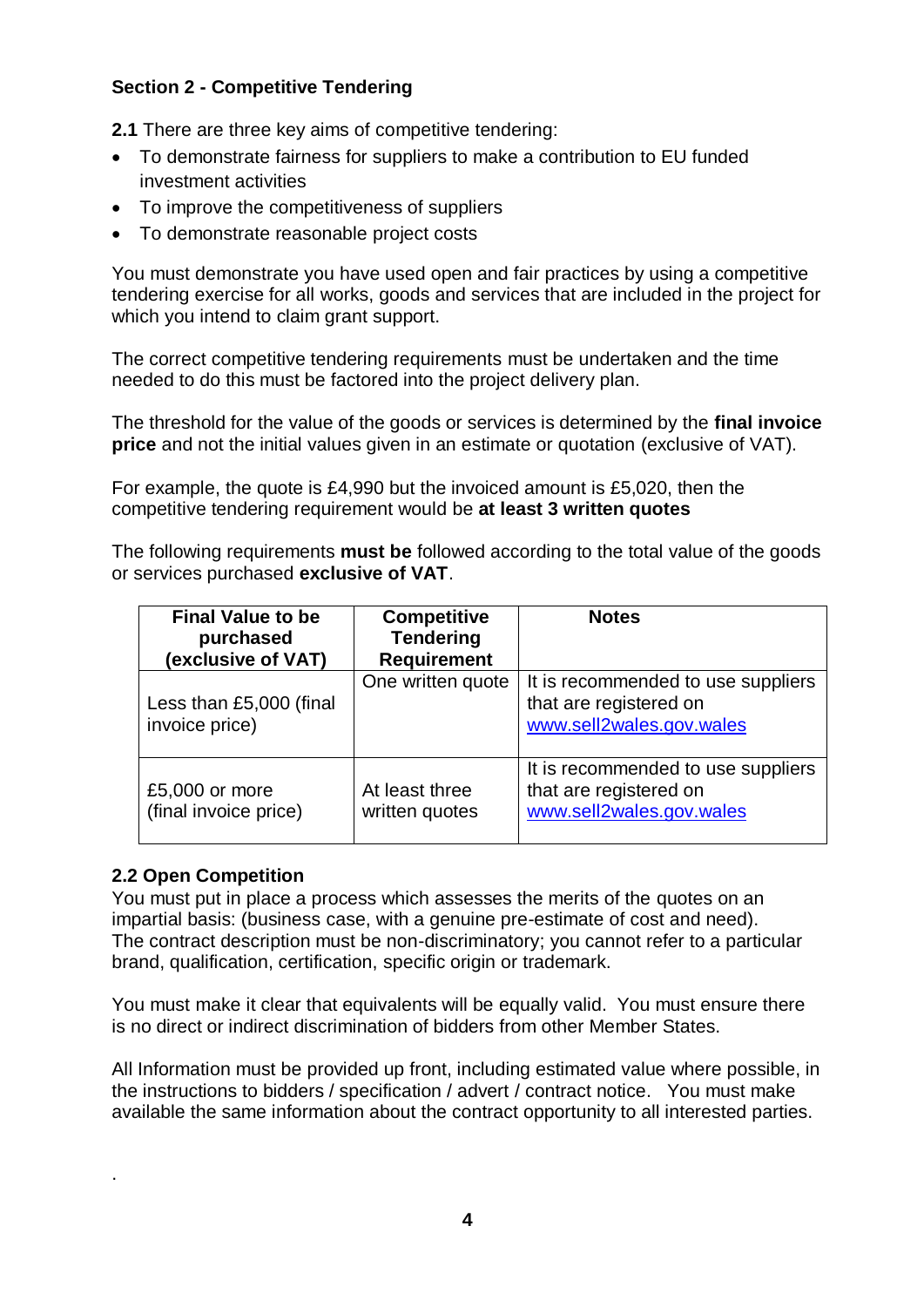**Section 2 - Competitive Tendering**

**2.1** There are three key aims of competitive tendering:

- To demonstrate fairness for suppliers to make a contribution to EU funded investment activities
- To improve the competitiveness of suppliers
- To demonstrate reasonable project costs

You must demonstrate you have used open and fair practices by using a competitive tendering exercise for all works, goods and services that are included in the project for which you intend to claim grant support.

The correct competitive tendering requirements must be undertaken and the time needed to do this must be factored into the project delivery plan.

The threshold for the value of the goods or services is determined by the **final invoice price** and not the initial values given in an estimate or quotation (exclusive of VAT).

For example, the quote is £4,990 but the invoiced amount is £5,020, then the competitive tendering requirement would be **at least 3 written quotes**

The following requirements **must be** followed according to the total value of the goods or services purchased **exclusive of VAT**.

| Final Value to be purchased (exclusive of VAT) | Competitive Tendering Requirement | Notes |
|---|---|---|
| Less than £5,000 (final invoice price) | One written quote | It is recommended to use suppliers that are registered on www.sell2wales.gov.wales |
| £5,000 or more (final invoice price) | At least three written quotes | It is recommended to use suppliers that are registered on www.sell2wales.gov.wales |

**2.2 Open Competition**

You must put in place a process which assesses the merits of the quotes on an impartial basis: (business case, with a genuine pre-estimate of cost and need). The contract description must be non-discriminatory; you cannot refer to a particular brand, qualification, certification, specific origin or trademark.

You must make it clear that equivalents will be equally valid. You must ensure there is no direct or indirect discrimination of bidders from other Member States.

All Information must be provided up front, including estimated value where possible, in the instructions to bidders / specification / advert / contract notice. You must make available the same information about the contract opportunity to all interested parties.

.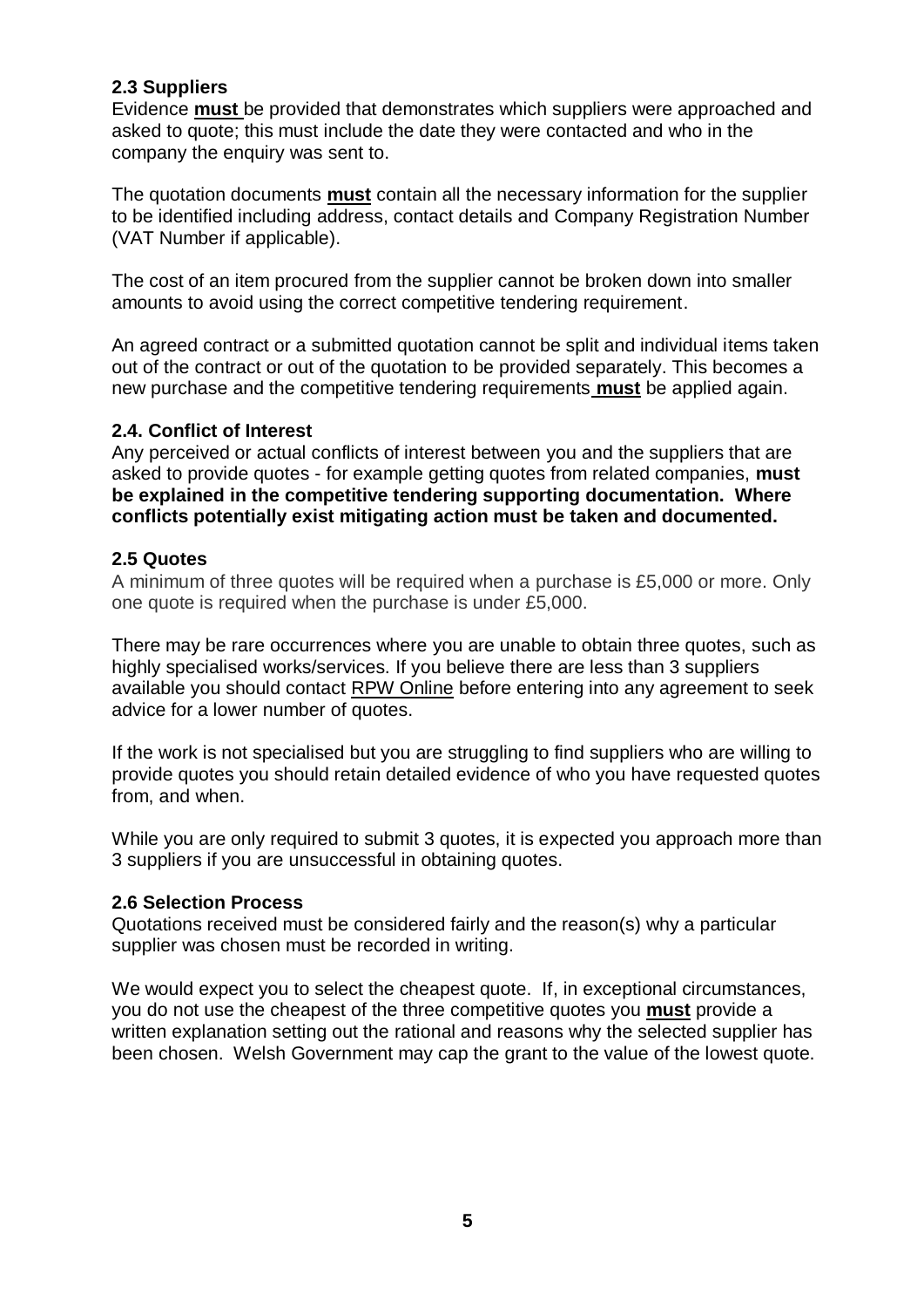### 2.3 Suppliers

Evidence **must** be provided that demonstrates which suppliers were approached and asked to quote; this must include the date they were contacted and who in the company the enquiry was sent to.

The quotation documents **must** contain all the necessary information for the supplier to be identified including address, contact details and Company Registration Number (VAT Number if applicable).

The cost of an item procured from the supplier cannot be broken down into smaller amounts to avoid using the correct competitive tendering requirement.

An agreed contract or a submitted quotation cannot be split and individual items taken out of the contract or out of the quotation to be provided separately. This becomes a new purchase and the competitive tendering requirements **must** be applied again.

### 2.4. Conflict of Interest

Any perceived or actual conflicts of interest between you and the suppliers that are asked to provide quotes - for example getting quotes from related companies, **must be explained in the competitive tendering supporting documentation. Where conflicts potentially exist mitigating action must be taken and documented.**

### 2.5 Quotes

A minimum of three quotes will be required when a purchase is £5,000 or more. Only one quote is required when the purchase is under £5,000.

There may be rare occurrences where you are unable to obtain three quotes, such as highly specialised works/services. If you believe there are less than 3 suppliers available you should contact RPW Online before entering into any agreement to seek advice for a lower number of quotes.

If the work is not specialised but you are struggling to find suppliers who are willing to provide quotes you should retain detailed evidence of who you have requested quotes from, and when.

While you are only required to submit 3 quotes, it is expected you approach more than 3 suppliers if you are unsuccessful in obtaining quotes.

### 2.6 Selection Process

Quotations received must be considered fairly and the reason(s) why a particular supplier was chosen must be recorded in writing.

We would expect you to select the cheapest quote. If, in exceptional circumstances, you do not use the cheapest of the three competitive quotes you **must** provide a written explanation setting out the rational and reasons why the selected supplier has been chosen. Welsh Government may cap the grant to the value of the lowest quote.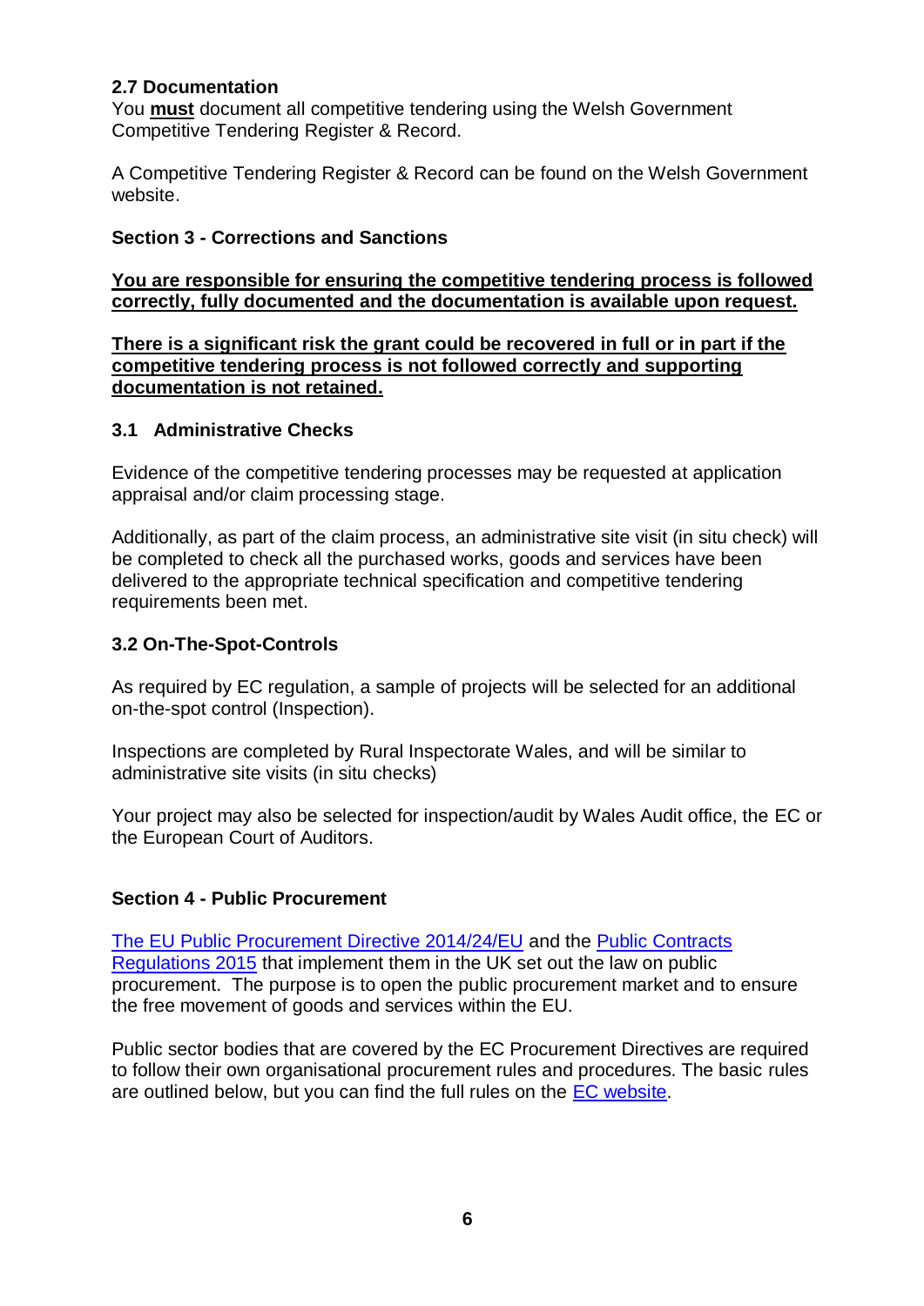### 2.7 Documentation

You **must** document all competitive tendering using the Welsh Government Competitive Tendering Register & Record.

A Competitive Tendering Register & Record can be found on the Welsh Government website.

## Section 3 - Corrections and Sanctions

**You are responsible for ensuring the competitive tendering process is followed correctly, fully documented and the documentation is available upon request.**

**There is a significant risk the grant could be recovered in full or in part if the competitive tendering process is not followed correctly and supporting documentation is not retained.**

### 3.1 Administrative Checks

Evidence of the competitive tendering processes may be requested at application appraisal and/or claim processing stage.

Additionally, as part of the claim process, an administrative site visit (in situ check) will be completed to check all the purchased works, goods and services have been delivered to the appropriate technical specification and competitive tendering requirements been met.

### 3.2 On-The-Spot-Controls

As required by EC regulation, a sample of projects will be selected for an additional on-the-spot control (Inspection).

Inspections are completed by Rural Inspectorate Wales, and will be similar to administrative site visits (in situ checks)

Your project may also be selected for inspection/audit by Wales Audit office, the EC or the European Court of Auditors.

## Section 4 - Public Procurement

The EU Public Procurement Directive 2014/24/EU and the Public Contracts Regulations 2015 that implement them in the UK set out the law on public procurement. The purpose is to open the public procurement market and to ensure the free movement of goods and services within the EU.

Public sector bodies that are covered by the EC Procurement Directives are required to follow their own organisational procurement rules and procedures. The basic rules are outlined below, but you can find the full rules on the EC website.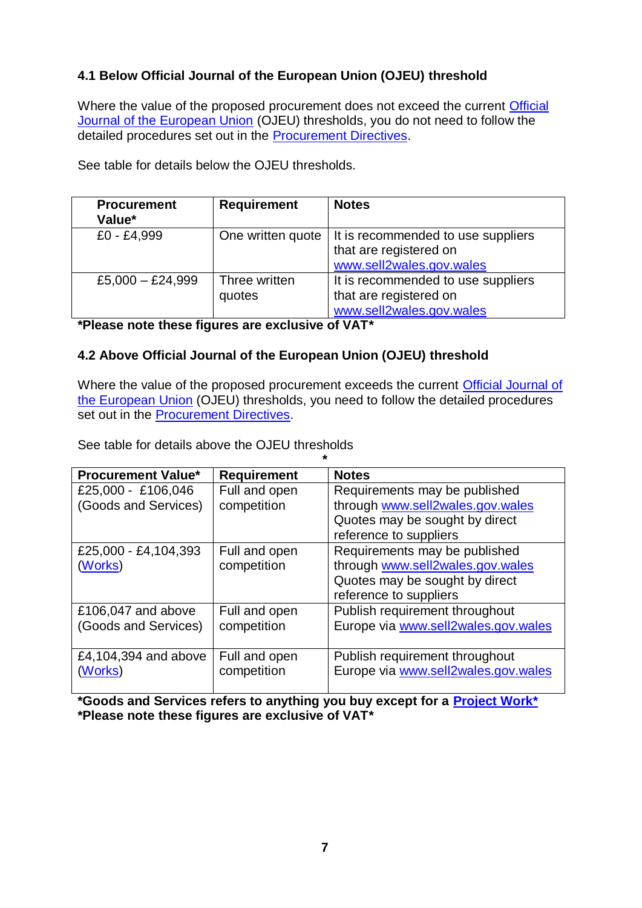### 4.1 Below Official Journal of the European Union (OJEU) threshold

Where the value of the proposed procurement does not exceed the current Official Journal of the European Union (OJEU) thresholds, you do not need to follow the detailed procedures set out in the Procurement Directives.

See table for details below the OJEU thresholds.

| Procurement Value* | Requirement | Notes |
|---|---|---|
| £0 - £4,999 | One written quote | It is recommended to use suppliers that are registered on www.sell2wales.gov.wales |
| £5,000 – £24,999 | Three written quotes | It is recommended to use suppliers that are registered on www.sell2wales.gov.wales |

**\*Please note these figures are exclusive of VAT\***

### 4.2 Above Official Journal of the European Union (OJEU) threshold

Where the value of the proposed procurement exceeds the current Official Journal of the European Union (OJEU) thresholds, you need to follow the detailed procedures set out in the Procurement Directives.

See table for details above the OJEU thresholds *

| Procurement Value* | Requirement | Notes |
|---|---|---|
| £25,000 - £106,046 (Goods and Services) | Full and open competition | Requirements may be published through www.sell2wales.gov.wales Quotes may be sought by direct reference to suppliers |
| £25,000 - £4,104,393 (Works) | Full and open competition | Requirements may be published through www.sell2wales.gov.wales Quotes may be sought by direct reference to suppliers |
| £106,047 and above (Goods and Services) | Full and open competition | Publish requirement throughout Europe via www.sell2wales.gov.wales |
| £4,104,394 and above (Works) | Full and open competition | Publish requirement throughout Europe via www.sell2wales.gov.wales |

**\*Goods and Services refers to anything you buy except for a Project Work\***
**\*Please note these figures are exclusive of VAT\***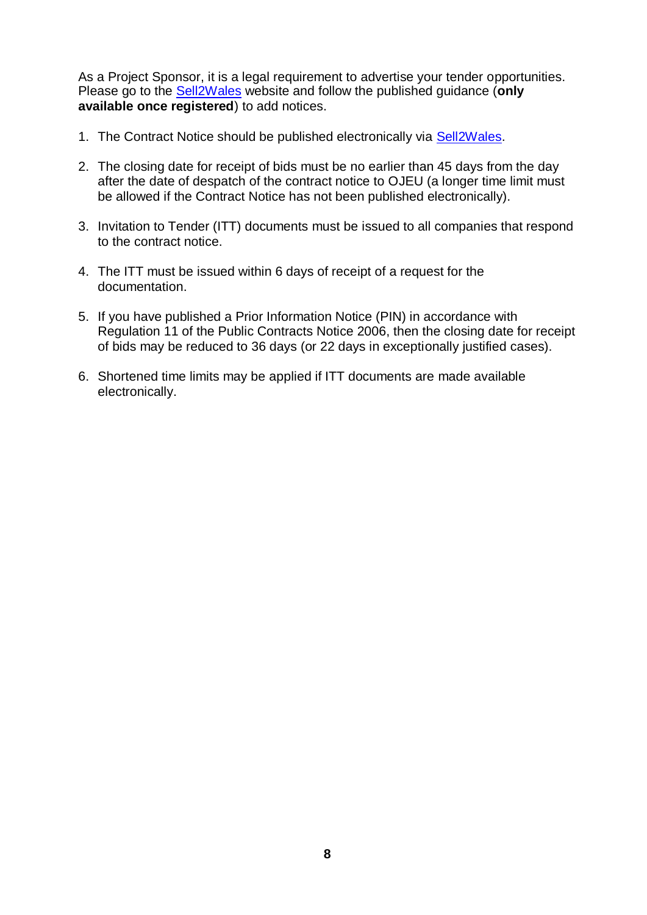As a Project Sponsor, it is a legal requirement to advertise your tender opportunities. Please go to the Sell2Wales website and follow the published guidance (**only available once registered**) to add notices.

1. The Contract Notice should be published electronically via Sell2Wales.

2. The closing date for receipt of bids must be no earlier than 45 days from the day after the date of despatch of the contract notice to OJEU (a longer time limit must be allowed if the Contract Notice has not been published electronically).

3. Invitation to Tender (ITT) documents must be issued to all companies that respond to the contract notice.

4. The ITT must be issued within 6 days of receipt of a request for the documentation.

5. If you have published a Prior Information Notice (PIN) in accordance with Regulation 11 of the Public Contracts Notice 2006, then the closing date for receipt of bids may be reduced to 36 days (or 22 days in exceptionally justified cases).

6. Shortened time limits may be applied if ITT documents are made available electronically.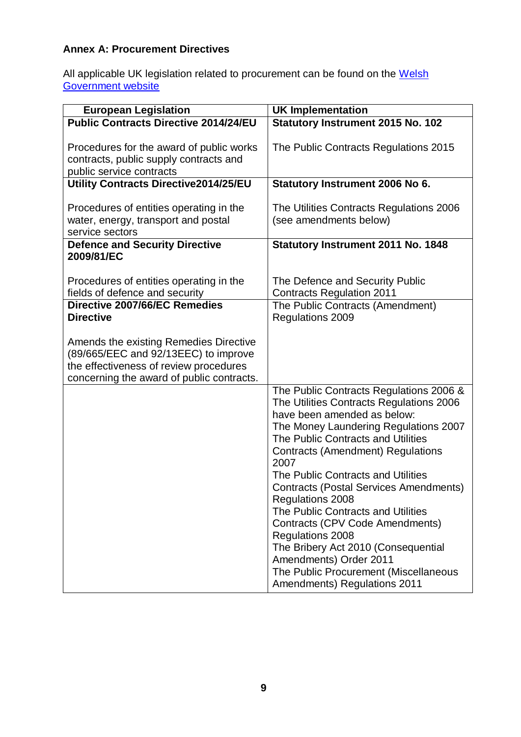**Annex A: Procurement Directives**

All applicable UK legislation related to procurement can be found on the [Welsh Government website]()

| European Legislation | UK Implementation |
|---|---|
| **Public Contracts Directive 2014/24/EU**<br><br>Procedures for the award of public works contracts, public supply contracts and public service contracts | **Statutory Instrument 2015 No. 102**<br><br>The Public Contracts Regulations 2015 |
| **Utility Contracts Directive2014/25/EU**<br><br>Procedures of entities operating in the water, energy, transport and postal service sectors | **Statutory Instrument 2006 No 6.**<br><br>The Utilities Contracts Regulations 2006 (see amendments below) |
| **Defence and Security Directive 2009/81/EC**<br><br>Procedures of entities operating in the fields of defence and security | **Statutory Instrument 2011 No. 1848**<br><br>The Defence and Security Public Contracts Regulation 2011 |
| **Directive 2007/66/EC Remedies Directive**<br><br>Amends the existing Remedies Directive (89/665/EEC and 92/13EEC) to improve the effectiveness of review procedures concerning the award of public contracts. | The Public Contracts (Amendment) Regulations 2009 |
| | The Public Contracts Regulations 2006 & The Utilities Contracts Regulations 2006 have been amended as below:<br>The Money Laundering Regulations 2007<br>The Public Contracts and Utilities Contracts (Amendment) Regulations 2007<br>The Public Contracts and Utilities Contracts (Postal Services Amendments) Regulations 2008<br>The Public Contracts and Utilities Contracts (CPV Code Amendments) Regulations 2008<br>The Bribery Act 2010 (Consequential Amendments) Order 2011<br>The Public Procurement (Miscellaneous Amendments) Regulations 2011 |